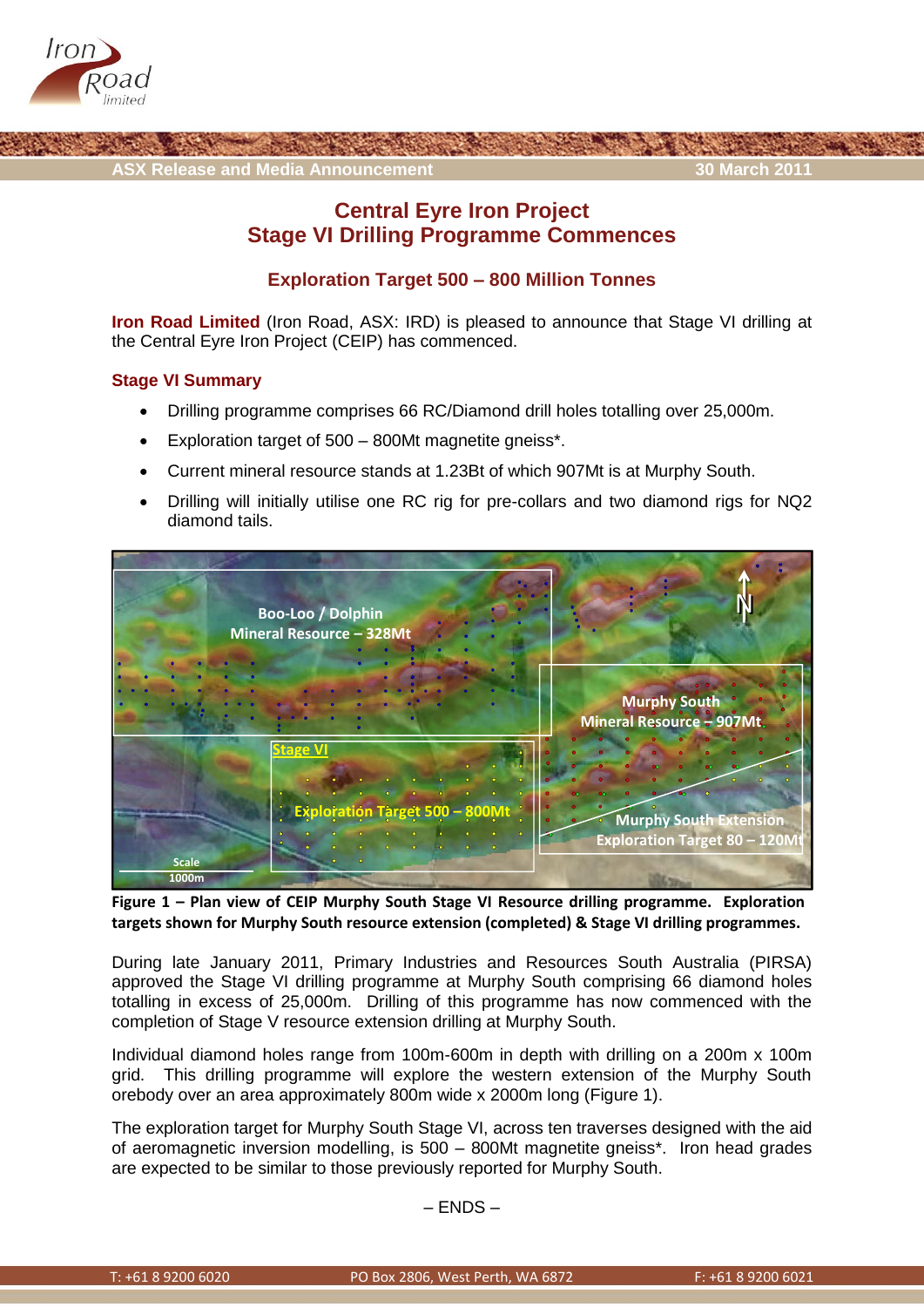ASX Release and Media Announcement 30 March 2011

# Central Eyre Iron Project
# Stage VI Drilling Programme Commences

## Exploration Target 500 – 800 Million Tonnes

**Iron Road Limited** (Iron Road, ASX: IRD) is pleased to announce that Stage VI drilling at the Central Eyre Iron Project (CEIP) has commenced.

### Stage VI Summary

- Drilling programme comprises 66 RC/Diamond drill holes totalling over 25,000m.
- Exploration target of 500 – 800Mt magnetite gneiss*.
- Current mineral resource stands at 1.23Bt of which 907Mt is at Murphy South.
- Drilling will initially utilise one RC rig for pre-collars and two diamond rigs for NQ2 diamond tails.

**Figure 1 – Plan view of CEIP Murphy South Stage VI Resource drilling programme. Exploration targets shown for Murphy South resource extension (completed) & Stage VI drilling programmes.**

During late January 2011, Primary Industries and Resources South Australia (PIRSA) approved the Stage VI drilling programme at Murphy South comprising 66 diamond holes totalling in excess of 25,000m. Drilling of this programme has now commenced with the completion of Stage V resource extension drilling at Murphy South.

Individual diamond holes range from 100m-600m in depth with drilling on a 200m x 100m grid. This drilling programme will explore the western extension of the Murphy South orebody over an area approximately 800m wide x 2000m long (Figure 1).

The exploration target for Murphy South Stage VI, across ten traverses designed with the aid of aeromagnetic inversion modelling, is 500 – 800Mt magnetite gneiss*. Iron head grades are expected to be similar to those previously reported for Murphy South.

– ENDS –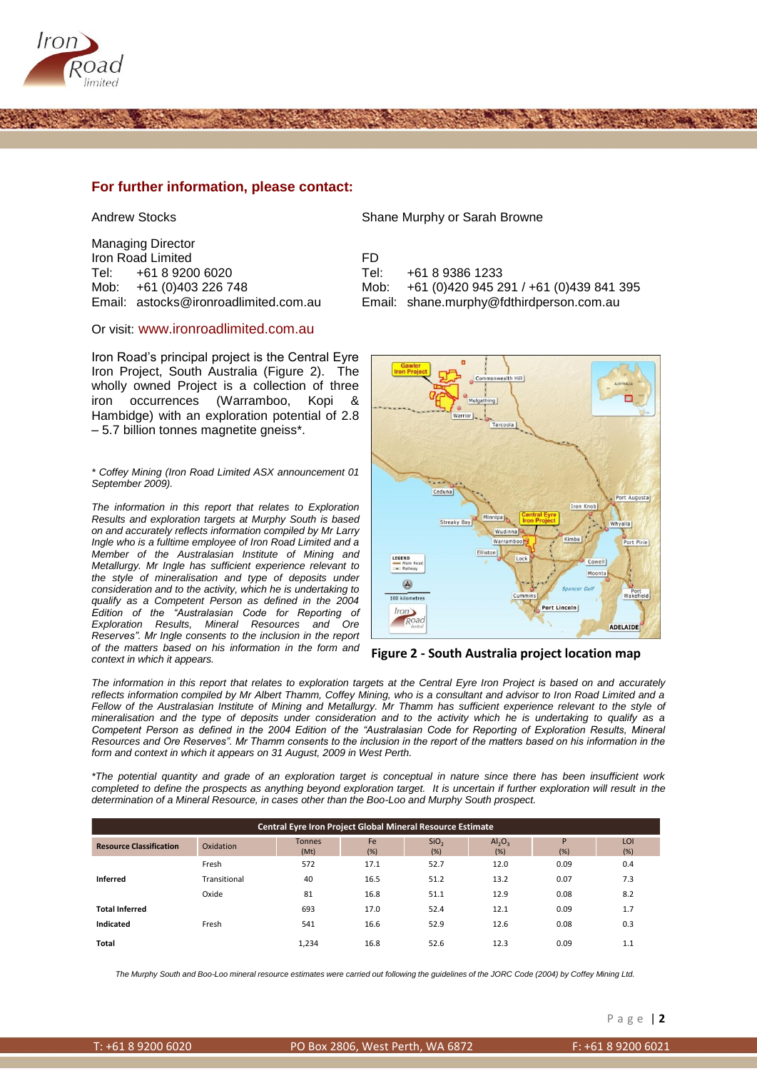## For further information, please contact:

Andrew Stocks

Managing Director
Iron Road Limited
Tel: +61 8 9200 6020
Mob: +61 (0)403 226 748
Email: astocks@ironroadlimited.com.au

Shane Murphy or Sarah Browne

FD
Tel: +61 8 9386 1233
Mob: +61 (0)420 945 291 / +61 (0)439 841 395
Email: shane.murphy@fdthirdperson.com.au

Or visit: www.ironroadlimited.com.au

Iron Road's principal project is the Central Eyre Iron Project, South Australia (Figure 2). The wholly owned Project is a collection of three iron occurrences (Warramboo, Kopi & Hambidge) with an exploration potential of 2.8 – 5.7 billion tonnes magnetite gneiss*.

*\* Coffey Mining (Iron Road Limited ASX announcement 01 September 2009).*

*The information in this report that relates to Exploration Results and exploration targets at Murphy South is based on and accurately reflects information compiled by Mr Larry Ingle who is a fulltime employee of Iron Road Limited and a Member of the Australasian Institute of Mining and Metallurgy. Mr Ingle has sufficient experience relevant to the style of mineralisation and type of deposits under consideration and to the activity, which he is undertaking to qualify as a Competent Person as defined in the 2004 Edition of the "Australasian Code for Reporting of Exploration Results, Mineral Resources and Ore Reserves". Mr Ingle consents to the inclusion in the report of the matters based on his information in the form and context in which it appears.*

Gawler Iron Project
Commonwealth Hill
Mulgathing
Warrior
Tarcoola
Ceduna
Port Augusta
Iron Knob
Minnipa
Central Eyre Iron Project
Whyalla
Streaky Bay
Wudinna
Warramboo
Kimba
Port Pirie
Elliston
Lock
Cowell
Moonta
LEGEND
Main Road
Railway
100 kilometres
Spencer Gulf
Cummins
Port Wakefield
Port Lincoln
ADELAIDE
AUSTRALIA

**Figure 2 - South Australia project location map**

*The information in this report that relates to exploration targets at the Central Eyre Iron Project is based on and accurately reflects information compiled by Mr Albert Thamm, Coffey Mining, who is a consultant and advisor to Iron Road Limited and a Fellow of the Australasian Institute of Mining and Metallurgy. Mr Thamm has sufficient experience relevant to the style of mineralisation and the type of deposits under consideration and to the activity which he is undertaking to qualify as a Competent Person as defined in the 2004 Edition of the "Australasian Code for Reporting of Exploration Results, Mineral Resources and Ore Reserves". Mr Thamm consents to the inclusion in the report of the matters based on his information in the form and context in which it appears on 31 August, 2009 in West Perth.*

*\*The potential quantity and grade of an exploration target is conceptual in nature since there has been insufficient work completed to define the prospects as anything beyond exploration target. It is uncertain if further exploration will result in the determination of a Mineral Resource, in cases other than the Boo-Loo and Murphy South prospect.*

**Central Eyre Iron Project Global Mineral Resource Estimate**

| Resource Classification | Oxidation | Tonnes (Mt) | Fe (%) | $SiO_2$ (%) | $Al_2O_3$ (%) | P (%) | LOI (%) |
|---|---|---|---|---|---|---|---|
| | Fresh | 572 | 17.1 | 52.7 | 12.0 | 0.09 | 0.4 |
| **Inferred** | Transitional | 40 | 16.5 | 51.2 | 13.2 | 0.07 | 7.3 |
| | Oxide | 81 | 16.8 | 51.1 | 12.9 | 0.08 | 8.2 |
| **Total Inferred** | | 693 | 17.0 | 52.4 | 12.1 | 0.09 | 1.7 |
| **Indicated** | Fresh | 541 | 16.6 | 52.9 | 12.6 | 0.08 | 0.3 |
| **Total** | | 1,234 | 16.8 | 52.6 | 12.3 | 0.09 | 1.1 |

*The Murphy South and Boo-Loo mineral resource estimates were carried out following the guidelines of the JORC Code (2004) by Coffey Mining Ltd.*